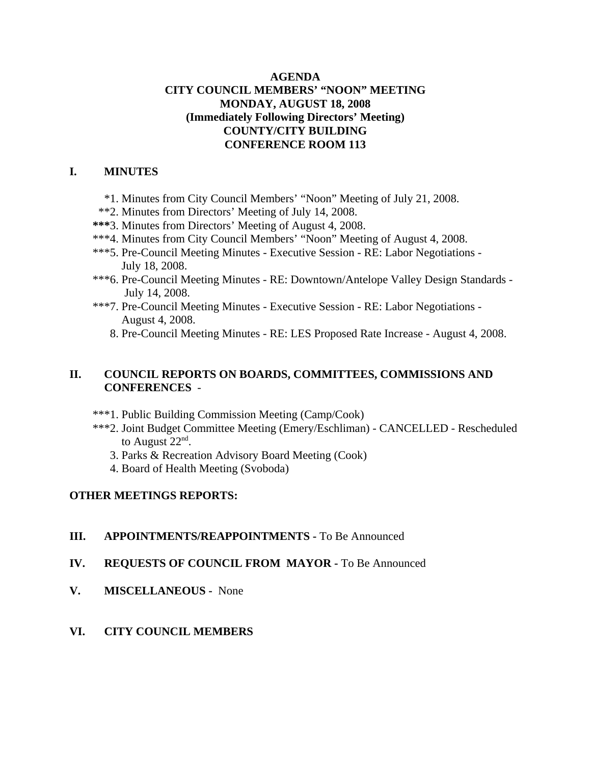**AGENDA**
**CITY COUNCIL MEMBERS' "NOON" MEETING**
**MONDAY, AUGUST 18, 2008**
**(Immediately Following Directors' Meeting)**
**COUNTY/CITY BUILDING**
**CONFERENCE ROOM 113**

## I. MINUTES

*1. Minutes from City Council Members' "Noon" Meeting of July 21, 2008.
**2. Minutes from Directors' Meeting of July 14, 2008.
***3. Minutes from Directors' Meeting of August 4, 2008.
***4. Minutes from City Council Members' "Noon" Meeting of August 4, 2008.
***5. Pre-Council Meeting Minutes - Executive Session - RE: Labor Negotiations - July 18, 2008.
***6. Pre-Council Meeting Minutes - RE: Downtown/Antelope Valley Design Standards - July 14, 2008.
***7. Pre-Council Meeting Minutes - Executive Session - RE: Labor Negotiations - August 4, 2008.
8. Pre-Council Meeting Minutes - RE: LES Proposed Rate Increase - August 4, 2008.

## II. COUNCIL REPORTS ON BOARDS, COMMITTEES, COMMISSIONS AND CONFERENCES -

***1. Public Building Commission Meeting (Camp/Cook)
***2. Joint Budget Committee Meeting (Emery/Eschliman) - CANCELLED - Rescheduled to August 22nd.
3. Parks & Recreation Advisory Board Meeting (Cook)
4. Board of Health Meeting (Svoboda)

**OTHER MEETINGS REPORTS:**

## III. APPOINTMENTS/REAPPOINTMENTS - To Be Announced

## IV. REQUESTS OF COUNCIL FROM MAYOR - To Be Announced

## V. MISCELLANEOUS - None

## VI. CITY COUNCIL MEMBERS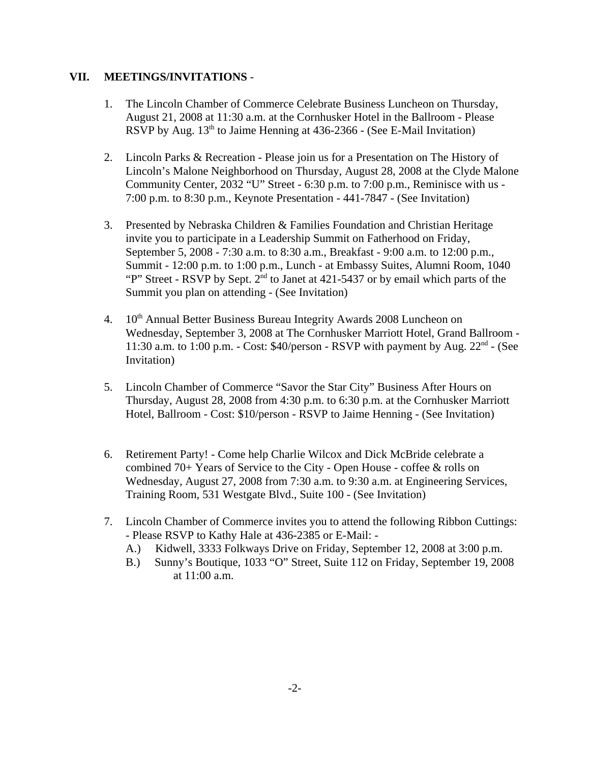## VII. MEETINGS/INVITATIONS -

1. The Lincoln Chamber of Commerce Celebrate Business Luncheon on Thursday, August 21, 2008 at 11:30 a.m. at the Cornhusker Hotel in the Ballroom - Please RSVP by Aug. 13th to Jaime Henning at 436-2366 - (See E-Mail Invitation)

2. Lincoln Parks & Recreation - Please join us for a Presentation on The History of Lincoln's Malone Neighborhood on Thursday, August 28, 2008 at the Clyde Malone Community Center, 2032 "U" Street - 6:30 p.m. to 7:00 p.m., Reminisce with us - 7:00 p.m. to 8:30 p.m., Keynote Presentation - 441-7847 - (See Invitation)

3. Presented by Nebraska Children & Families Foundation and Christian Heritage invite you to participate in a Leadership Summit on Fatherhood on Friday, September 5, 2008 - 7:30 a.m. to 8:30 a.m., Breakfast - 9:00 a.m. to 12:00 p.m., Summit - 12:00 p.m. to 1:00 p.m., Lunch - at Embassy Suites, Alumni Room, 1040 "P" Street - RSVP by Sept. 2nd to Janet at 421-5437 or by email which parts of the Summit you plan on attending - (See Invitation)

4. 10th Annual Better Business Bureau Integrity Awards 2008 Luncheon on Wednesday, September 3, 2008 at The Cornhusker Marriott Hotel, Grand Ballroom - 11:30 a.m. to 1:00 p.m. - Cost: $40/person - RSVP with payment by Aug. 22nd - (See Invitation)

5. Lincoln Chamber of Commerce "Savor the Star City" Business After Hours on Thursday, August 28, 2008 from 4:30 p.m. to 6:30 p.m. at the Cornhusker Marriott Hotel, Ballroom - Cost: $10/person - RSVP to Jaime Henning - (See Invitation)

6. Retirement Party! - Come help Charlie Wilcox and Dick McBride celebrate a combined 70+ Years of Service to the City - Open House - coffee & rolls on Wednesday, August 27, 2008 from 7:30 a.m. to 9:30 a.m. at Engineering Services, Training Room, 531 Westgate Blvd., Suite 100 - (See Invitation)

7. Lincoln Chamber of Commerce invites you to attend the following Ribbon Cuttings: - Please RSVP to Kathy Hale at 436-2385 or E-Mail: -
   - A.) Kidwell, 3333 Folkways Drive on Friday, September 12, 2008 at 3:00 p.m.
   - B.) Sunny's Boutique, 1033 "O" Street, Suite 112 on Friday, September 19, 2008 at 11:00 a.m.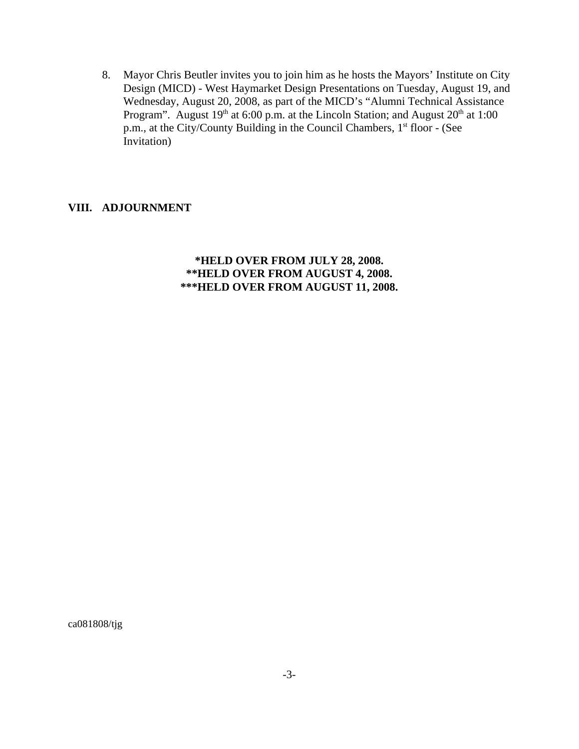8. Mayor Chris Beutler invites you to join him as he hosts the Mayors' Institute on City Design (MICD) - West Haymarket Design Presentations on Tuesday, August 19, and Wednesday, August 20, 2008, as part of the MICD's "Alumni Technical Assistance Program". August 19th at 6:00 p.m. at the Lincoln Station; and August 20th at 1:00 p.m., at the City/County Building in the Council Chambers, 1st floor - (See Invitation)

## VIII. ADJOURNMENT

**\*HELD OVER FROM JULY 28, 2008.**
**\*\*HELD OVER FROM AUGUST 4, 2008.**
**\*\*\*HELD OVER FROM AUGUST 11, 2008.**

ca081808/tjg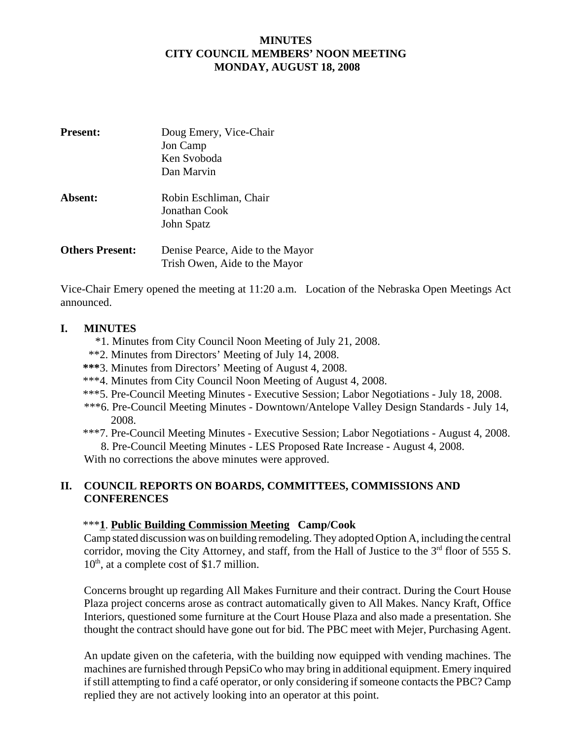**MINUTES**
**CITY COUNCIL MEMBERS' NOON MEETING**
**MONDAY, AUGUST 18, 2008**

**Present:** Doug Emery, Vice-Chair
Jon Camp
Ken Svoboda
Dan Marvin

**Absent:** Robin Eschliman, Chair
Jonathan Cook
John Spatz

**Others Present:** Denise Pearce, Aide to the Mayor
Trish Owen, Aide to the Mayor

Vice-Chair Emery opened the meeting at 11:20 a.m. Location of the Nebraska Open Meetings Act announced.

## I. MINUTES

*1. Minutes from City Council Noon Meeting of July 21, 2008.
**2. Minutes from Directors' Meeting of July 14, 2008.
***3. Minutes from Directors' Meeting of August 4, 2008.
***4. Minutes from City Council Noon Meeting of August 4, 2008.
***5. Pre-Council Meeting Minutes - Executive Session; Labor Negotiations - July 18, 2008.
***6. Pre-Council Meeting Minutes - Downtown/Antelope Valley Design Standards - July 14, 2008.
***7. Pre-Council Meeting Minutes - Executive Session; Labor Negotiations - August 4, 2008.
8. Pre-Council Meeting Minutes - LES Proposed Rate Increase - August 4, 2008.

With no corrections the above minutes were approved.

## II. COUNCIL REPORTS ON BOARDS, COMMITTEES, COMMISSIONS AND CONFERENCES

***1. **Public Building Commission Meeting Camp/Cook**

Camp stated discussion was on building remodeling. They adopted Option A, including the central corridor, moving the City Attorney, and staff, from the Hall of Justice to the 3rd floor of 555 S. 10th, at a complete cost of $1.7 million.

Concerns brought up regarding All Makes Furniture and their contract. During the Court House Plaza project concerns arose as contract automatically given to All Makes. Nancy Kraft, Office Interiors, questioned some furniture at the Court House Plaza and also made a presentation. She thought the contract should have gone out for bid. The PBC meet with Mejer, Purchasing Agent.

An update given on the cafeteria, with the building now equipped with vending machines. The machines are furnished through PepsiCo who may bring in additional equipment. Emery inquired if still attempting to find a café operator, or only considering if someone contacts the PBC? Camp replied they are not actively looking into an operator at this point.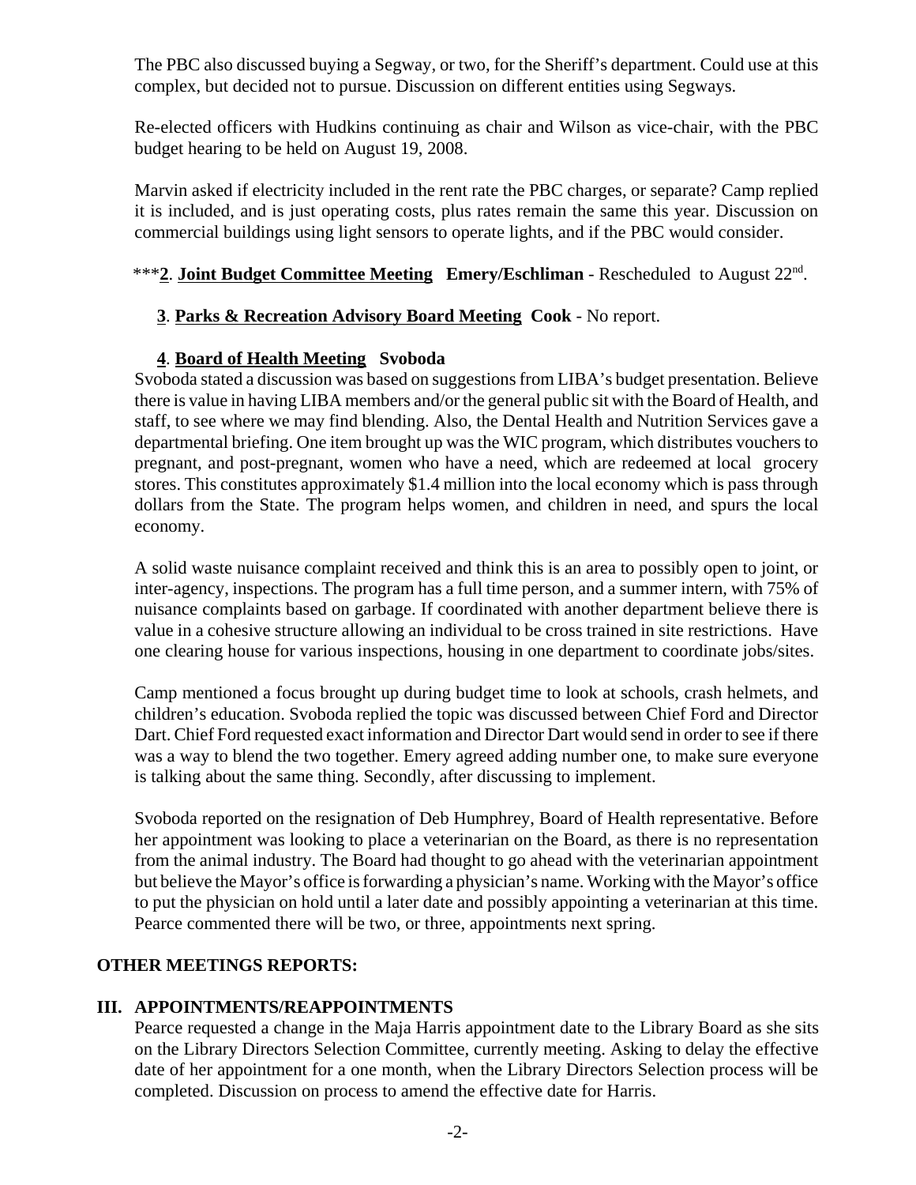The PBC also discussed buying a Segway, or two, for the Sheriff's department. Could use at this complex, but decided not to pursue. Discussion on different entities using Segways.

Re-elected officers with Hudkins continuing as chair and Wilson as vice-chair, with the PBC budget hearing to be held on August 19, 2008.

Marvin asked if electricity included in the rent rate the PBC charges, or separate? Camp replied it is included, and is just operating costs, plus rates remain the same this year. Discussion on commercial buildings using light sensors to operate lights, and if the PBC would consider.

***<u>**2**</u>. <u>**Joint Budget Committee Meeting**</u> **Emery/Eschliman** - Rescheduled to August 22nd.

<u>**3**</u>. <u>**Parks & Recreation Advisory Board Meeting**</u> **Cook** - No report.

<u>**4**</u>. <u>**Board of Health Meeting**</u> **Svoboda**

Svoboda stated a discussion was based on suggestions from LIBA's budget presentation. Believe there is value in having LIBA members and/or the general public sit with the Board of Health, and staff, to see where we may find blending. Also, the Dental Health and Nutrition Services gave a departmental briefing. One item brought up was the WIC program, which distributes vouchers to pregnant, and post-pregnant, women who have a need, which are redeemed at local grocery stores. This constitutes approximately $1.4 million into the local economy which is pass through dollars from the State. The program helps women, and children in need, and spurs the local economy.

A solid waste nuisance complaint received and think this is an area to possibly open to joint, or inter-agency, inspections. The program has a full time person, and a summer intern, with 75% of nuisance complaints based on garbage. If coordinated with another department believe there is value in a cohesive structure allowing an individual to be cross trained in site restrictions. Have one clearing house for various inspections, housing in one department to coordinate jobs/sites.

Camp mentioned a focus brought up during budget time to look at schools, crash helmets, and children's education. Svoboda replied the topic was discussed between Chief Ford and Director Dart. Chief Ford requested exact information and Director Dart would send in order to see if there was a way to blend the two together. Emery agreed adding number one, to make sure everyone is talking about the same thing. Secondly, after discussing to implement.

Svoboda reported on the resignation of Deb Humphrey, Board of Health representative. Before her appointment was looking to place a veterinarian on the Board, as there is no representation from the animal industry. The Board had thought to go ahead with the veterinarian appointment but believe the Mayor's office is forwarding a physician's name. Working with the Mayor's office to put the physician on hold until a later date and possibly appointing a veterinarian at this time. Pearce commented there will be two, or three, appointments next spring.

**OTHER MEETINGS REPORTS:**

**III. APPOINTMENTS/REAPPOINTMENTS**

Pearce requested a change in the Maja Harris appointment date to the Library Board as she sits on the Library Directors Selection Committee, currently meeting. Asking to delay the effective date of her appointment for a one month, when the Library Directors Selection process will be completed. Discussion on process to amend the effective date for Harris.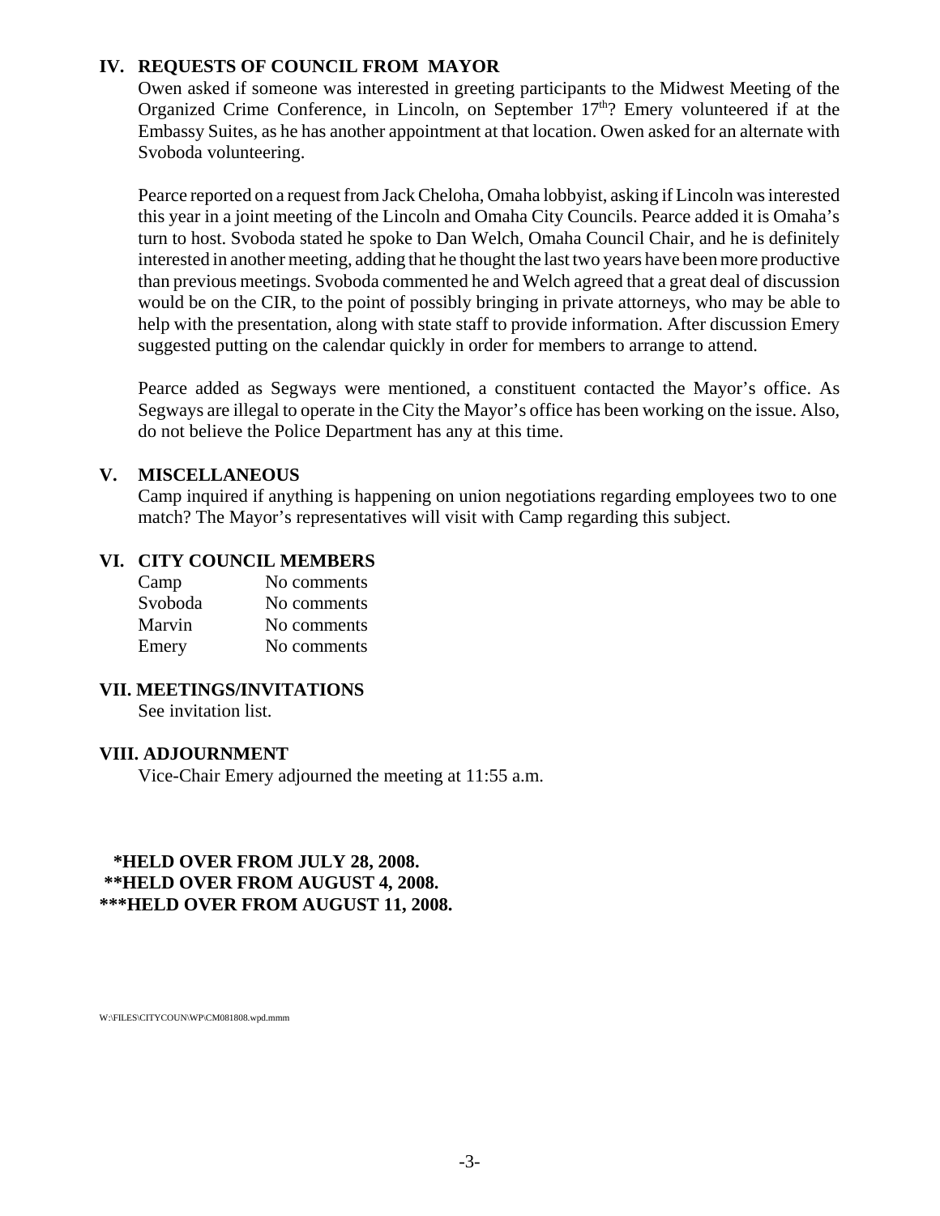## IV. REQUESTS OF COUNCIL FROM MAYOR

Owen asked if someone was interested in greeting participants to the Midwest Meeting of the Organized Crime Conference, in Lincoln, on September 17th? Emery volunteered if at the Embassy Suites, as he has another appointment at that location. Owen asked for an alternate with Svoboda volunteering.

Pearce reported on a request from Jack Cheloha, Omaha lobbyist, asking if Lincoln was interested this year in a joint meeting of the Lincoln and Omaha City Councils. Pearce added it is Omaha's turn to host. Svoboda stated he spoke to Dan Welch, Omaha Council Chair, and he is definitely interested in another meeting, adding that he thought the last two years have been more productive than previous meetings. Svoboda commented he and Welch agreed that a great deal of discussion would be on the CIR, to the point of possibly bringing in private attorneys, who may be able to help with the presentation, along with state staff to provide information. After discussion Emery suggested putting on the calendar quickly in order for members to arrange to attend.

Pearce added as Segways were mentioned, a constituent contacted the Mayor's office. As Segways are illegal to operate in the City the Mayor's office has been working on the issue. Also, do not believe the Police Department has any at this time.

## V. MISCELLANEOUS

Camp inquired if anything is happening on union negotiations regarding employees two to one match? The Mayor's representatives will visit with Camp regarding this subject.

## VI. CITY COUNCIL MEMBERS

| | |
|---|---|
| Camp | No comments |
| Svoboda | No comments |
| Marvin | No comments |
| Emery | No comments |

## VII. MEETINGS/INVITATIONS

See invitation list.

## VIII. ADJOURNMENT

Vice-Chair Emery adjourned the meeting at 11:55 a.m.

**\*HELD OVER FROM JULY 28, 2008.**
**\*\*HELD OVER FROM AUGUST 4, 2008.**
**\*\*\*HELD OVER FROM AUGUST 11, 2008.**

W:\FILES\CITYCOUN\WP\CM081808.wpd.mmm